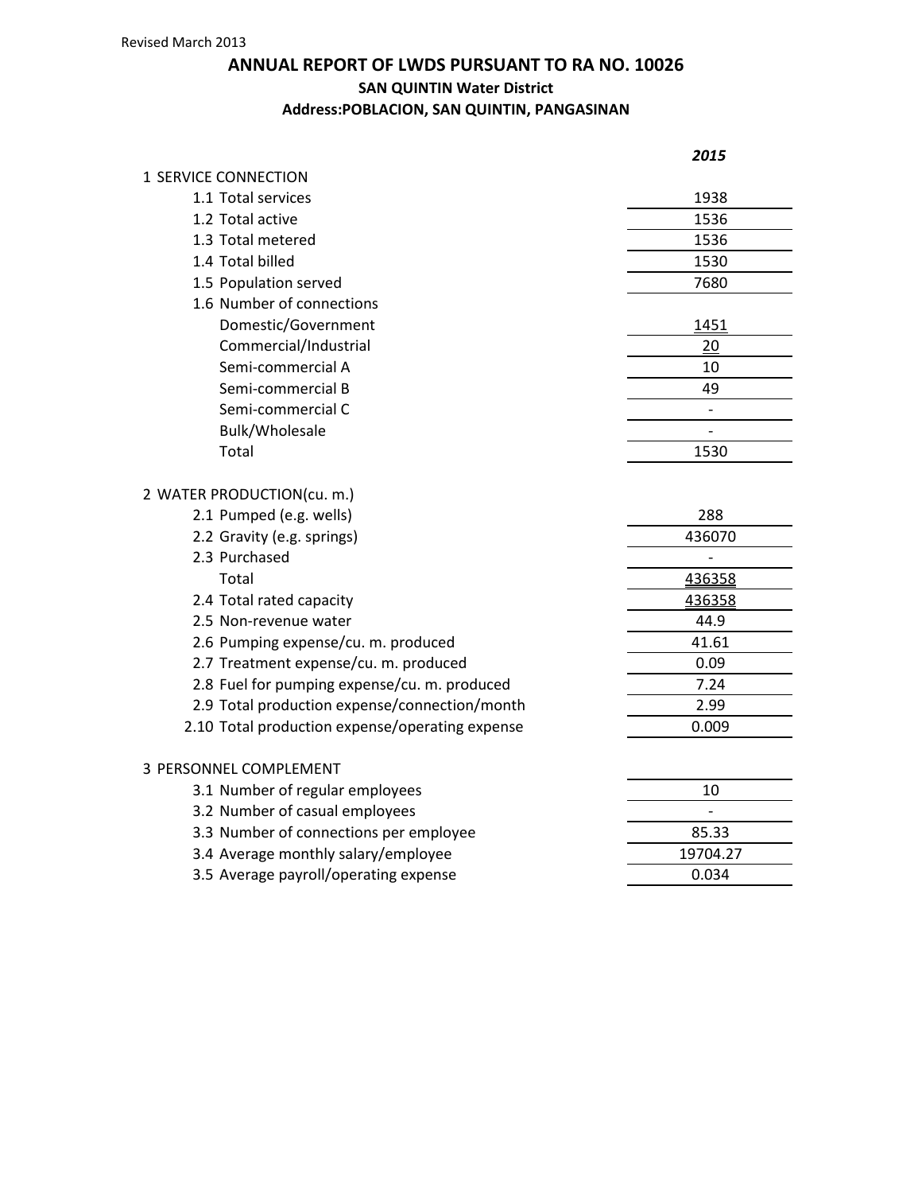Revised March 2013

# ANNUAL REPORT OF LWDS PURSUANT TO RA NO. 10026

## SAN QUINTIN Water District

### Address:POBLACION, SAN QUINTIN, PANGASINAN

| | *2015* |
|---|---|
| **1 SERVICE CONNECTION** | |
| 1.1 Total services | 1938 |
| 1.2 Total active | 1536 |
| 1.3 Total metered | 1536 |
| 1.4 Total billed | 1530 |
| 1.5 Population served | 7680 |
| 1.6 Number of connections | |
| Domestic/Government | 1451 |
| Commercial/Industrial | 20 |
| Semi-commercial A | 10 |
| Semi-commercial B | 49 |
| Semi-commercial C | - |
| Bulk/Wholesale | - |
| Total | 1530 |
| **2 WATER PRODUCTION(cu. m.)** | |
| 2.1 Pumped (e.g. wells) | 288 |
| 2.2 Gravity (e.g. springs) | 436070 |
| 2.3 Purchased | - |
| Total | 436358 |
| 2.4 Total rated capacity | 436358 |
| 2.5 Non-revenue water | 44.9 |
| 2.6 Pumping expense/cu. m. produced | 41.61 |
| 2.7 Treatment expense/cu. m. produced | 0.09 |
| 2.8 Fuel for pumping expense/cu. m. produced | 7.24 |
| 2.9 Total production expense/connection/month | 2.99 |
| 2.10 Total production expense/operating expense | 0.009 |
| **3 PERSONNEL COMPLEMENT** | |
| 3.1 Number of regular employees | 10 |
| 3.2 Number of casual employees | - |
| 3.3 Number of connections per employee | 85.33 |
| 3.4 Average monthly salary/employee | 19704.27 |
| 3.5 Average payroll/operating expense | 0.034 |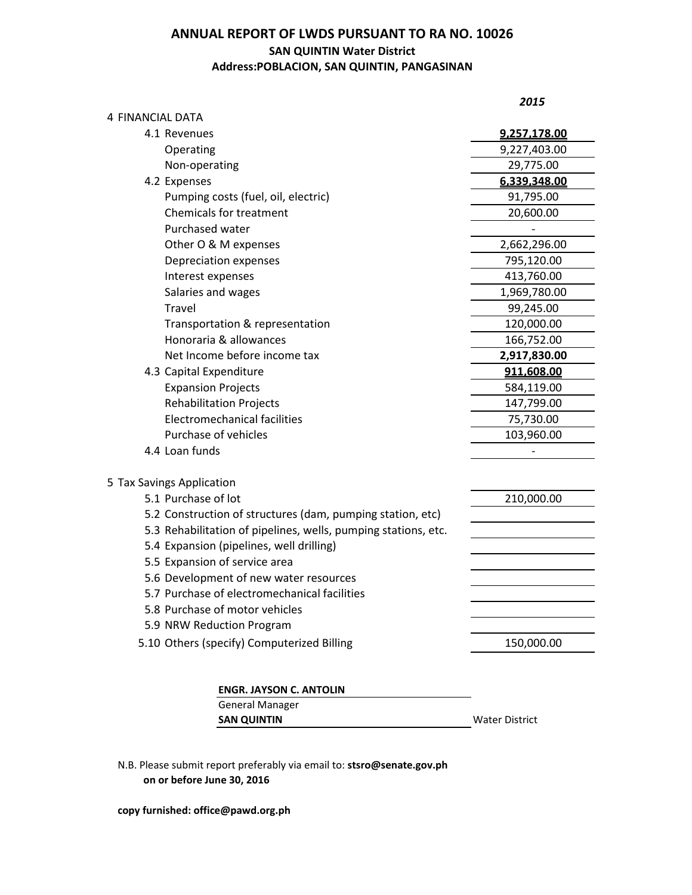# ANNUAL REPORT OF LWDS PURSUANT TO RA NO. 10026

**SAN QUINTIN Water District**

**Address:POBLACION, SAN QUINTIN, PANGASINAN**

| | ***2015*** |
|---|---|
| 4 FINANCIAL DATA | |
| 4.1 Revenues | **9,257,178.00** |
| Operating | 9,227,403.00 |
| Non-operating | 29,775.00 |
| 4.2 Expenses | **6,339,348.00** |
| Pumping costs (fuel, oil, electric) | 91,795.00 |
| Chemicals for treatment | 20,600.00 |
| Purchased water | - |
| Other O & M expenses | 2,662,296.00 |
| Depreciation expenses | 795,120.00 |
| Interest expenses | 413,760.00 |
| Salaries and wages | 1,969,780.00 |
| Travel | 99,245.00 |
| Transportation & representation | 120,000.00 |
| Honoraria & allowances | 166,752.00 |
| Net Income before income tax | **2,917,830.00** |
| 4.3 Capital Expenditure | **911,608.00** |
| Expansion Projects | 584,119.00 |
| Rehabilitation Projects | 147,799.00 |
| Electromechanical facilities | 75,730.00 |
| Purchase of vehicles | 103,960.00 |
| 4.4 Loan funds | - |
| | |
| 5 Tax Savings Application | |
| 5.1 Purchase of lot | 210,000.00 |
| 5.2 Construction of structures (dam, pumping station, etc) | |
| 5.3 Rehabilitation of pipelines, wells, pumping stations, etc. | |
| 5.4 Expansion (pipelines, well drilling) | |
| 5.5 Expansion of service area | |
| 5.6 Development of new water resources | |
| 5.7 Purchase of electromechanical facilities | |
| 5.8 Purchase of motor vehicles | |
| 5.9 NRW Reduction Program | |
| 5.10 Others (specify) Computerized Billing | 150,000.00 |

**ENGR. JAYSON C. ANTOLIN**
General Manager
**SAN QUINTIN** Water District

N.B. Please submit report preferably via email to: **stsro@senate.gov.ph**
**on or before June 30, 2016**

**copy furnished: office@pawd.org.ph**